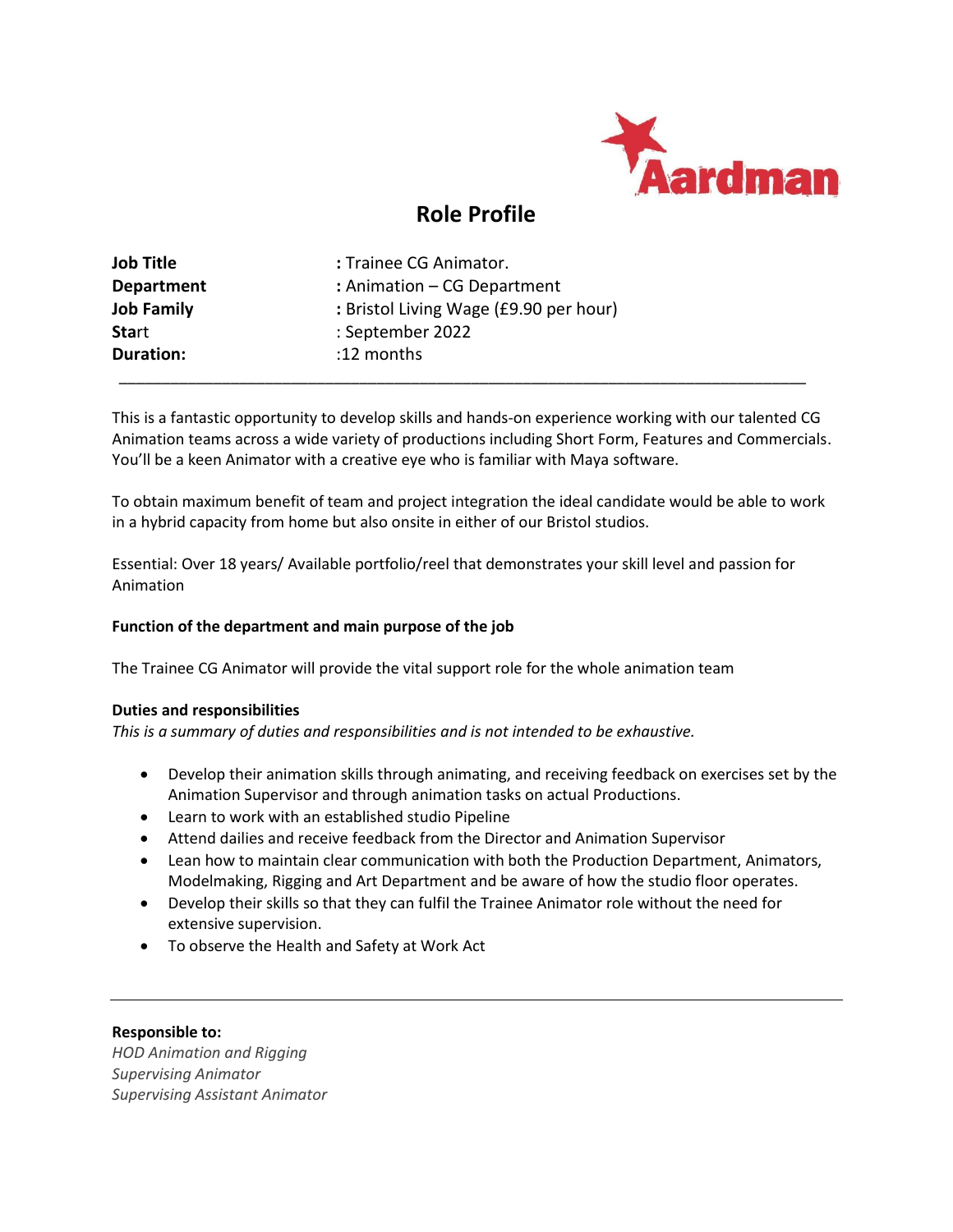Aardman

# Role Profile

**Job Title** : Trainee CG Animator.
**Department** : Animation – CG Department
**Job Family** : Bristol Living Wage (£9.90 per hour)
**Start** : September 2022
**Duration:** :12 months

---

This is a fantastic opportunity to develop skills and hands-on experience working with our talented CG Animation teams across a wide variety of productions including Short Form, Features and Commercials. You'll be a keen Animator with a creative eye who is familiar with Maya software.

To obtain maximum benefit of team and project integration the ideal candidate would be able to work in a hybrid capacity from home but also onsite in either of our Bristol studios.

Essential: Over 18 years/ Available portfolio/reel that demonstrates your skill level and passion for Animation

**Function of the department and main purpose of the job**

The Trainee CG Animator will provide the vital support role for the whole animation team

**Duties and responsibilities**
*This is a summary of duties and responsibilities and is not intended to be exhaustive.*

- Develop their animation skills through animating, and receiving feedback on exercises set by the Animation Supervisor and through animation tasks on actual Productions.
- Learn to work with an established studio Pipeline
- Attend dailies and receive feedback from the Director and Animation Supervisor
- Lean how to maintain clear communication with both the Production Department, Animators, Modelmaking, Rigging and Art Department and be aware of how the studio floor operates.
- Develop their skills so that they can fulfil the Trainee Animator role without the need for extensive supervision.
- To observe the Health and Safety at Work Act

---

**Responsible to:**
*HOD Animation and Rigging*
*Supervising Animator*
*Supervising Assistant Animator*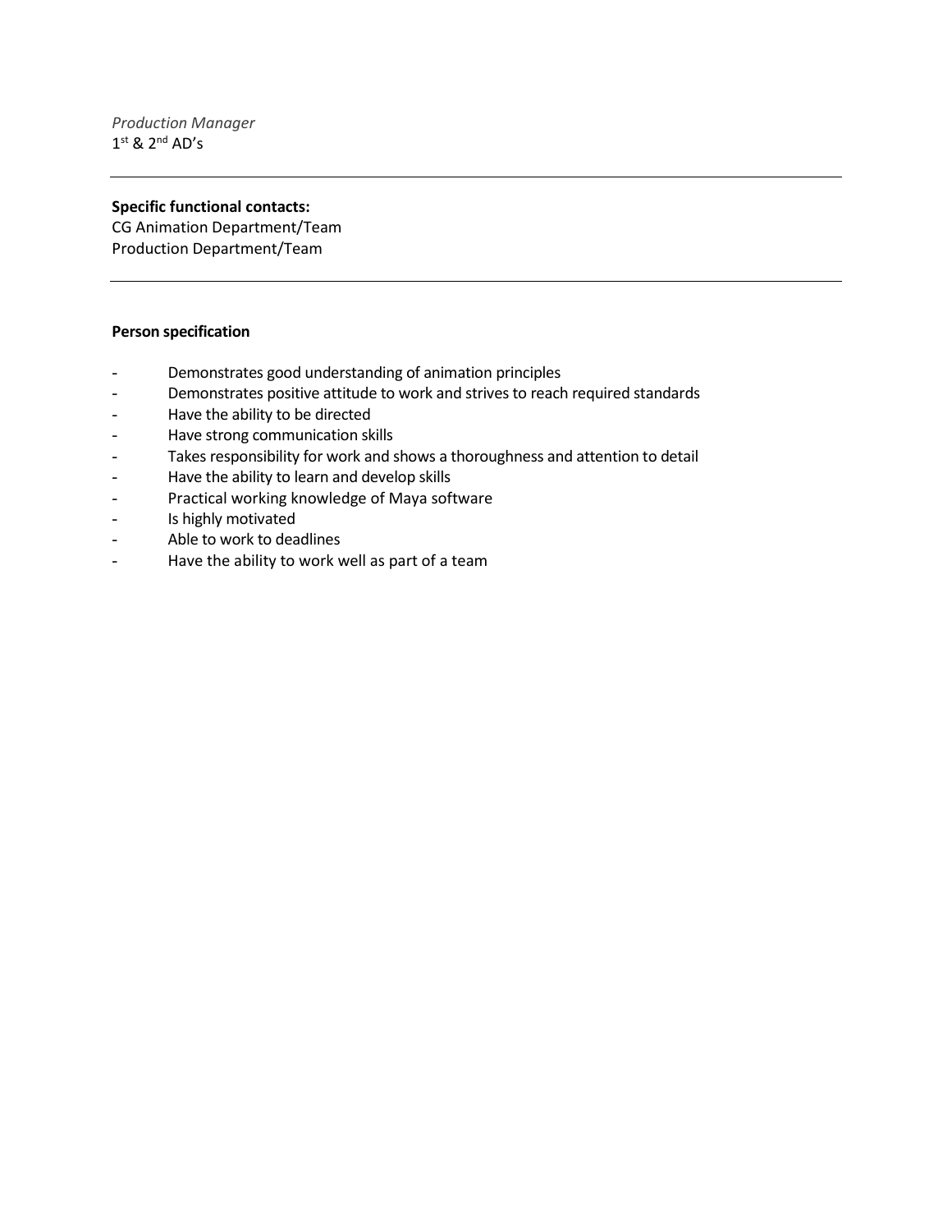*Production Manager*
1st & 2nd AD's

---

**Specific functional contacts:**
CG Animation Department/Team
Production Department/Team

---

**Person specification**

- Demonstrates good understanding of animation principles
- Demonstrates positive attitude to work and strives to reach required standards
- Have the ability to be directed
- Have strong communication skills
- Takes responsibility for work and shows a thoroughness and attention to detail
- Have the ability to learn and develop skills
- Practical working knowledge of Maya software
- Is highly motivated
- Able to work to deadlines
- Have the ability to work well as part of a team